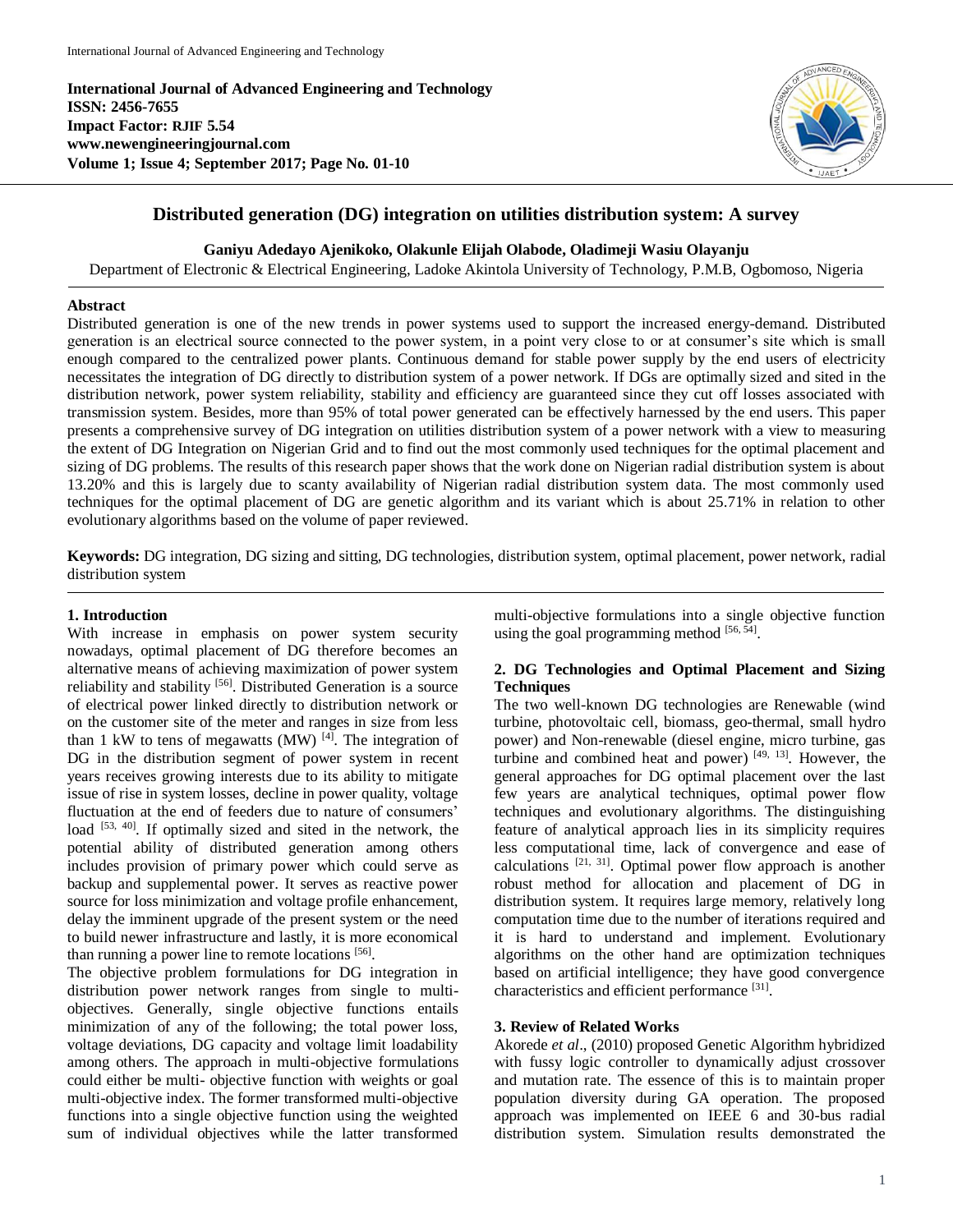International Journal of Advanced Engineering and Technology
ISSN: 2456-7655
Impact Factor: RJIF 5.54
www.newengineeringjournal.com
Volume 1; Issue 4; September 2017; Page No. 01-10

# Distributed generation (DG) integration on utilities distribution system: A survey

**Ganiyu Adedayo Ajenikoko, Olakunle Elijah Olabode, Oladimeji Wasiu Olayanju**

Department of Electronic & Electrical Engineering, Ladoke Akintola University of Technology, P.M.B, Ogbomoso, Nigeria

## Abstract

Distributed generation is one of the new trends in power systems used to support the increased energy-demand. Distributed generation is an electrical source connected to the power system, in a point very close to or at consumer's site which is small enough compared to the centralized power plants. Continuous demand for stable power supply by the end users of electricity necessitates the integration of DG directly to distribution system of a power network. If DGs are optimally sized and sited in the distribution network, power system reliability, stability and efficiency are guaranteed since they cut off losses associated with transmission system. Besides, more than 95% of total power generated can be effectively harnessed by the end users. This paper presents a comprehensive survey of DG integration on utilities distribution system of a power network with a view to measuring the extent of DG Integration on Nigerian Grid and to find out the most commonly used techniques for the optimal placement and sizing of DG problems. The results of this research paper shows that the work done on Nigerian radial distribution system is about 13.20% and this is largely due to scanty availability of Nigerian radial distribution system data. The most commonly used techniques for the optimal placement of DG are genetic algorithm and its variant which is about 25.71% in relation to other evolutionary algorithms based on the volume of paper reviewed.

**Keywords:** DG integration, DG sizing and sitting, DG technologies, distribution system, optimal placement, power network, radial distribution system

## 1. Introduction

With increase in emphasis on power system security nowadays, optimal placement of DG therefore becomes an alternative means of achieving maximization of power system reliability and stability [56]. Distributed Generation is a source of electrical power linked directly to distribution network or on the customer site of the meter and ranges in size from less than 1 kW to tens of megawatts (MW) [4]. The integration of DG in the distribution segment of power system in recent years receives growing interests due to its ability to mitigate issue of rise in system losses, decline in power quality, voltage fluctuation at the end of feeders due to nature of consumers' load [53, 40]. If optimally sized and sited in the network, the potential ability of distributed generation among others includes provision of primary power which could serve as backup and supplemental power. It serves as reactive power source for loss minimization and voltage profile enhancement, delay the imminent upgrade of the present system or the need to build newer infrastructure and lastly, it is more economical than running a power line to remote locations [56].

The objective problem formulations for DG integration in distribution power network ranges from single to multi-objectives. Generally, single objective functions entails minimization of any of the following; the total power loss, voltage deviations, DG capacity and voltage limit loadability among others. The approach in multi-objective formulations could either be multi- objective function with weights or goal multi-objective index. The former transformed multi-objective functions into a single objective function using the weighted sum of individual objectives while the latter transformed multi-objective formulations into a single objective function using the goal programming method [56, 54].

## 2. DG Technologies and Optimal Placement and Sizing Techniques

The two well-known DG technologies are Renewable (wind turbine, photovoltaic cell, biomass, geo-thermal, small hydro power) and Non-renewable (diesel engine, micro turbine, gas turbine and combined heat and power) [49, 13]. However, the general approaches for DG optimal placement over the last few years are analytical techniques, optimal power flow techniques and evolutionary algorithms. The distinguishing feature of analytical approach lies in its simplicity requires less computational time, lack of convergence and ease of calculations [21, 31]. Optimal power flow approach is another robust method for allocation and placement of DG in distribution system. It requires large memory, relatively long computation time due to the number of iterations required and it is hard to understand and implement. Evolutionary algorithms on the other hand are optimization techniques based on artificial intelligence; they have good convergence characteristics and efficient performance [31].

## 3. Review of Related Works

Akorede *et al*., (2010) proposed Genetic Algorithm hybridized with fussy logic controller to dynamically adjust crossover and mutation rate. The essence of this is to maintain proper population diversity during GA operation. The proposed approach was implemented on IEEE 6 and 30-bus radial distribution system. Simulation results demonstrated the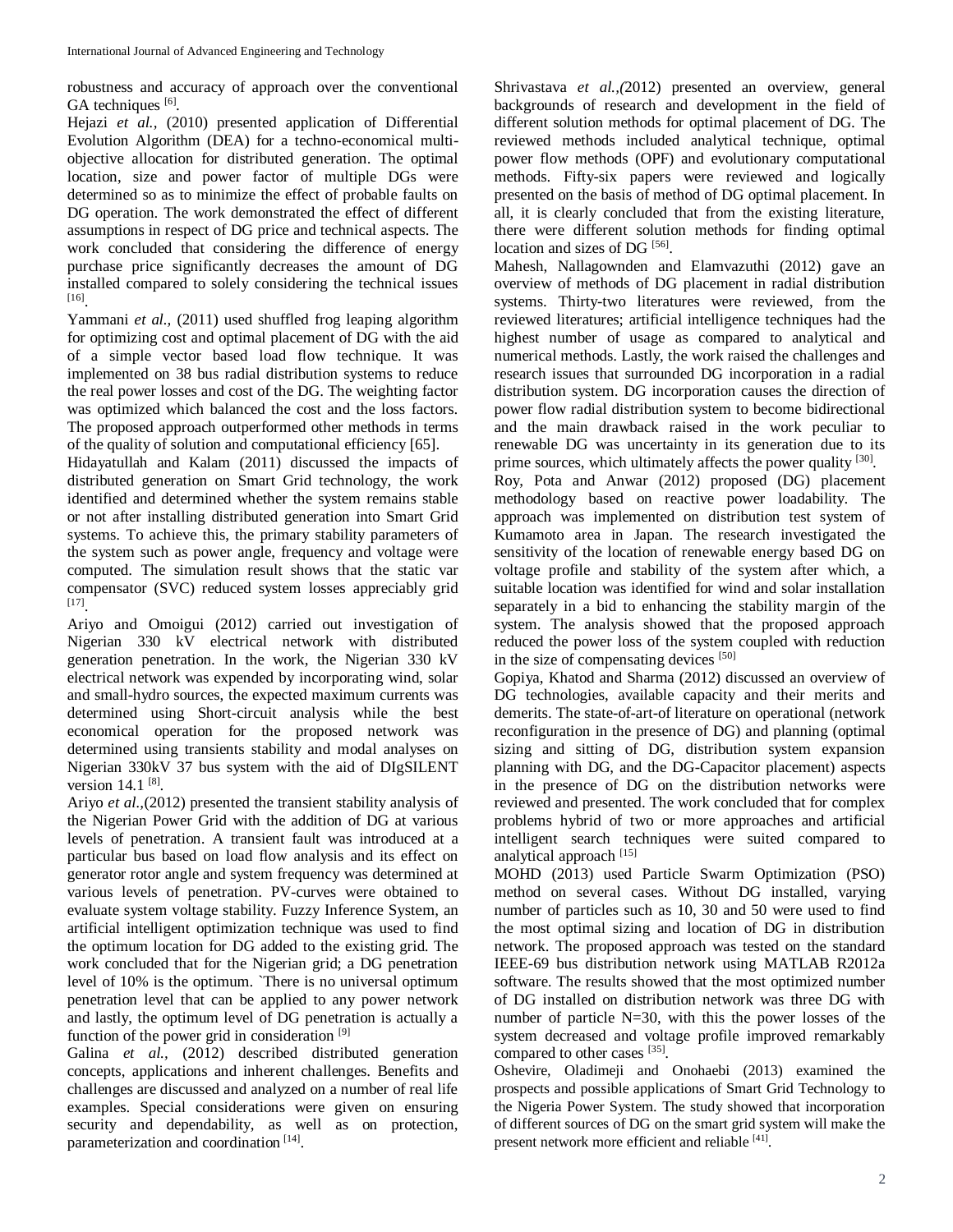robustness and accuracy of approach over the conventional GA techniques [6].

Hejazi *et al.,* (2010) presented application of Differential Evolution Algorithm (DEA) for a techno-economical multi-objective allocation for distributed generation. The optimal location, size and power factor of multiple DGs were determined so as to minimize the effect of probable faults on DG operation. The work demonstrated the effect of different assumptions in respect of DG price and technical aspects. The work concluded that considering the difference of energy purchase price significantly decreases the amount of DG installed compared to solely considering the technical issues [16].

Yammani *et al.,* (2011) used shuffled frog leaping algorithm for optimizing cost and optimal placement of DG with the aid of a simple vector based load flow technique. It was implemented on 38 bus radial distribution systems to reduce the real power losses and cost of the DG. The weighting factor was optimized which balanced the cost and the loss factors. The proposed approach outperformed other methods in terms of the quality of solution and computational efficiency [65].

Hidayatullah and Kalam (2011) discussed the impacts of distributed generation on Smart Grid technology, the work identified and determined whether the system remains stable or not after installing distributed generation into Smart Grid systems. To achieve this, the primary stability parameters of the system such as power angle, frequency and voltage were computed. The simulation result shows that the static var compensator (SVC) reduced system losses appreciably grid [17].

Ariyo and Omoigui (2012) carried out investigation of Nigerian 330 kV electrical network with distributed generation penetration. In the work, the Nigerian 330 kV electrical network was expended by incorporating wind, solar and small-hydro sources, the expected maximum currents was determined using Short-circuit analysis while the best economical operation for the proposed network was determined using transients stability and modal analyses on Nigerian 330kV 37 bus system with the aid of DIgSILENT version 14.1 [8].

Ariyo *et al.,*(2012) presented the transient stability analysis of the Nigerian Power Grid with the addition of DG at various levels of penetration. A transient fault was introduced at a particular bus based on load flow analysis and its effect on generator rotor angle and system frequency was determined at various levels of penetration. PV-curves were obtained to evaluate system voltage stability. Fuzzy Inference System, an artificial intelligent optimization technique was used to find the optimum location for DG added to the existing grid. The work concluded that for the Nigerian grid; a DG penetration level of 10% is the optimum. `There is no universal optimum penetration level that can be applied to any power network and lastly, the optimum level of DG penetration is actually a function of the power grid in consideration [9]

Galina *et al.,* (2012) described distributed generation concepts, applications and inherent challenges. Benefits and challenges are discussed and analyzed on a number of real life examples. Special considerations were given on ensuring security and dependability, as well as on protection, parameterization and coordination [14].

Shrivastava *et al.,(*2012) presented an overview, general backgrounds of research and development in the field of different solution methods for optimal placement of DG. The reviewed methods included analytical technique, optimal power flow methods (OPF) and evolutionary computational methods. Fifty-six papers were reviewed and logically presented on the basis of method of DG optimal placement. In all, it is clearly concluded that from the existing literature, there were different solution methods for finding optimal location and sizes of DG [56].

Mahesh, Nallagownden and Elamvazuthi (2012) gave an overview of methods of DG placement in radial distribution systems. Thirty-two literatures were reviewed, from the reviewed literatures; artificial intelligence techniques had the highest number of usage as compared to analytical and numerical methods. Lastly, the work raised the challenges and research issues that surrounded DG incorporation in a radial distribution system. DG incorporation causes the direction of power flow radial distribution system to become bidirectional and the main drawback raised in the work peculiar to renewable DG was uncertainty in its generation due to its prime sources, which ultimately affects the power quality [30].

Roy, Pota and Anwar (2012) proposed (DG) placement methodology based on reactive power loadability. The approach was implemented on distribution test system of Kumamoto area in Japan. The research investigated the sensitivity of the location of renewable energy based DG on voltage profile and stability of the system after which, a suitable location was identified for wind and solar installation separately in a bid to enhancing the stability margin of the system. The analysis showed that the proposed approach reduced the power loss of the system coupled with reduction in the size of compensating devices [50]

Gopiya, Khatod and Sharma (2012) discussed an overview of DG technologies, available capacity and their merits and demerits. The state-of-art-of literature on operational (network reconfiguration in the presence of DG) and planning (optimal sizing and sitting of DG, distribution system expansion planning with DG, and the DG-Capacitor placement) aspects in the presence of DG on the distribution networks were reviewed and presented. The work concluded that for complex problems hybrid of two or more approaches and artificial intelligent search techniques were suited compared to analytical approach [15]

MOHD (2013) used Particle Swarm Optimization (PSO) method on several cases. Without DG installed, varying number of particles such as 10, 30 and 50 were used to find the most optimal sizing and location of DG in distribution network. The proposed approach was tested on the standard IEEE-69 bus distribution network using MATLAB R2012a software. The results showed that the most optimized number of DG installed on distribution network was three DG with number of particle N=30, with this the power losses of the system decreased and voltage profile improved remarkably compared to other cases [35].

Oshevire, Oladimeji and Onohaebi (2013) examined the prospects and possible applications of Smart Grid Technology to the Nigeria Power System. The study showed that incorporation of different sources of DG on the smart grid system will make the present network more efficient and reliable [41].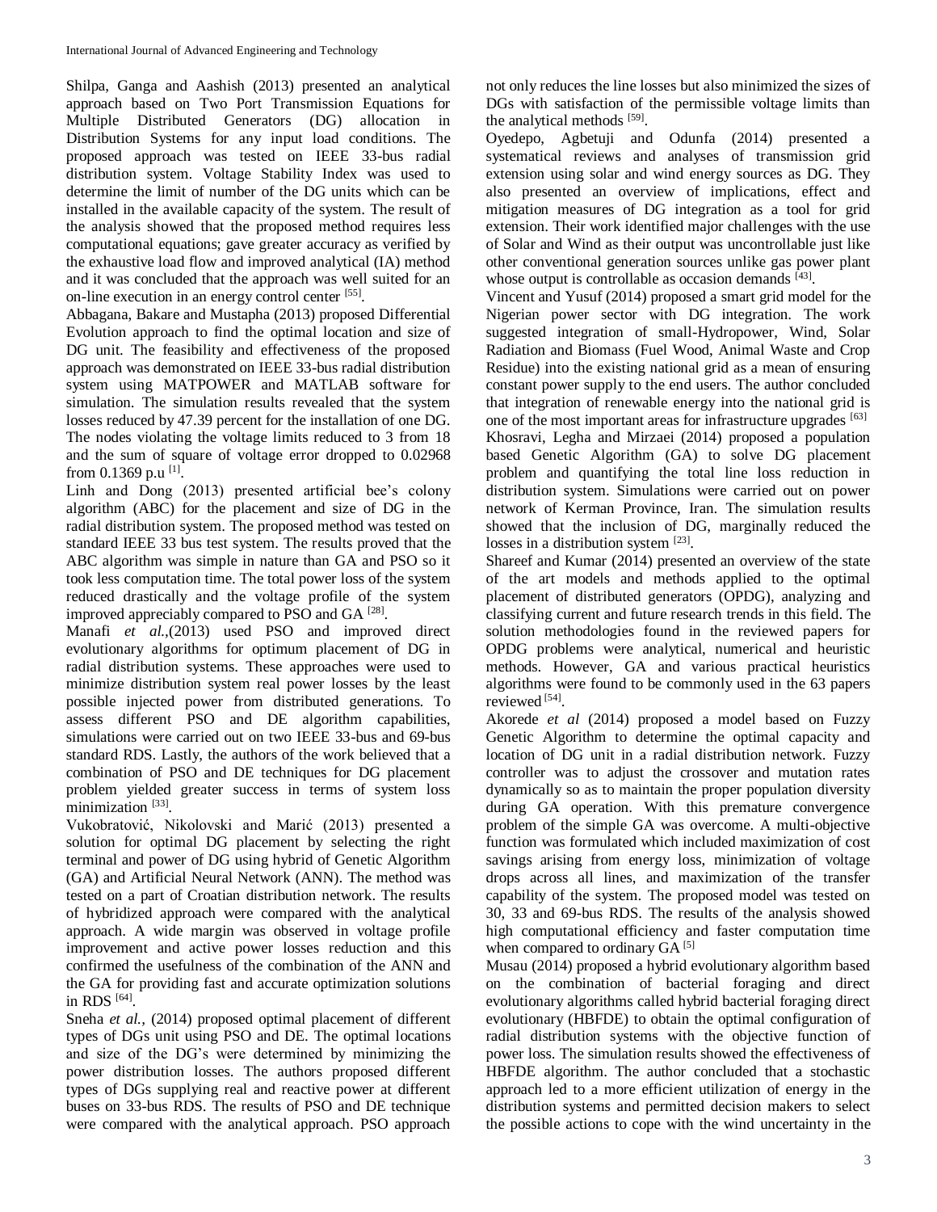Shilpa, Ganga and Aashish (2013) presented an analytical approach based on Two Port Transmission Equations for Multiple Distributed Generators (DG) allocation in Distribution Systems for any input load conditions. The proposed approach was tested on IEEE 33-bus radial distribution system. Voltage Stability Index was used to determine the limit of number of the DG units which can be installed in the available capacity of the system. The result of the analysis showed that the proposed method requires less computational equations; gave greater accuracy as verified by the exhaustive load flow and improved analytical (IA) method and it was concluded that the approach was well suited for an on-line execution in an energy control center [55].

Abbagana, Bakare and Mustapha (2013) proposed Differential Evolution approach to find the optimal location and size of DG unit. The feasibility and effectiveness of the proposed approach was demonstrated on IEEE 33-bus radial distribution system using MATPOWER and MATLAB software for simulation. The simulation results revealed that the system losses reduced by 47.39 percent for the installation of one DG. The nodes violating the voltage limits reduced to 3 from 18 and the sum of square of voltage error dropped to 0.02968 from 0.1369 p.u [1].

Linh and Dong (2013) presented artificial bee's colony algorithm (ABC) for the placement and size of DG in the radial distribution system. The proposed method was tested on standard IEEE 33 bus test system. The results proved that the ABC algorithm was simple in nature than GA and PSO so it took less computation time. The total power loss of the system reduced drastically and the voltage profile of the system improved appreciably compared to PSO and GA [28].

Manafi *et al.*,(2013) used PSO and improved direct evolutionary algorithms for optimum placement of DG in radial distribution systems. These approaches were used to minimize distribution system real power losses by the least possible injected power from distributed generations. To assess different PSO and DE algorithm capabilities, simulations were carried out on two IEEE 33-bus and 69-bus standard RDS. Lastly, the authors of the work believed that a combination of PSO and DE techniques for DG placement problem yielded greater success in terms of system loss minimization [33].

Vukobratović, Nikolovski and Marić (2013) presented a solution for optimal DG placement by selecting the right terminal and power of DG using hybrid of Genetic Algorithm (GA) and Artificial Neural Network (ANN). The method was tested on a part of Croatian distribution network. The results of hybridized approach were compared with the analytical approach. A wide margin was observed in voltage profile improvement and active power losses reduction and this confirmed the usefulness of the combination of the ANN and the GA for providing fast and accurate optimization solutions in RDS [64].

Sneha *et al.*, (2014) proposed optimal placement of different types of DGs unit using PSO and DE. The optimal locations and size of the DG's were determined by minimizing the power distribution losses. The authors proposed different types of DGs supplying real and reactive power at different buses on 33-bus RDS. The results of PSO and DE technique were compared with the analytical approach. PSO approach not only reduces the line losses but also minimized the sizes of DGs with satisfaction of the permissible voltage limits than the analytical methods [59].

Oyedepo, Agbetuji and Odunfa (2014) presented a systematical reviews and analyses of transmission grid extension using solar and wind energy sources as DG. They also presented an overview of implications, effect and mitigation measures of DG integration as a tool for grid extension. Their work identified major challenges with the use of Solar and Wind as their output was uncontrollable just like other conventional generation sources unlike gas power plant whose output is controllable as occasion demands [43].

Vincent and Yusuf (2014) proposed a smart grid model for the Nigerian power sector with DG integration. The work suggested integration of small-Hydropower, Wind, Solar Radiation and Biomass (Fuel Wood, Animal Waste and Crop Residue) into the existing national grid as a mean of ensuring constant power supply to the end users. The author concluded that integration of renewable energy into the national grid is one of the most important areas for infrastructure upgrades [63]

Khosravi, Legha and Mirzaei (2014) proposed a population based Genetic Algorithm (GA) to solve DG placement problem and quantifying the total line loss reduction in distribution system. Simulations were carried out on power network of Kerman Province, Iran. The simulation results showed that the inclusion of DG, marginally reduced the losses in a distribution system [23].

Shareef and Kumar (2014) presented an overview of the state of the art models and methods applied to the optimal placement of distributed generators (OPDG), analyzing and classifying current and future research trends in this field. The solution methodologies found in the reviewed papers for OPDG problems were analytical, numerical and heuristic methods. However, GA and various practical heuristics algorithms were found to be commonly used in the 63 papers reviewed [54].

Akorede *et al* (2014) proposed a model based on Fuzzy Genetic Algorithm to determine the optimal capacity and location of DG unit in a radial distribution network. Fuzzy controller was to adjust the crossover and mutation rates dynamically so as to maintain the proper population diversity during GA operation. With this premature convergence problem of the simple GA was overcome. A multi-objective function was formulated which included maximization of cost savings arising from energy loss, minimization of voltage drops across all lines, and maximization of the transfer capability of the system. The proposed model was tested on 30, 33 and 69-bus RDS. The results of the analysis showed high computational efficiency and faster computation time when compared to ordinary GA [5]

Musau (2014) proposed a hybrid evolutionary algorithm based on the combination of bacterial foraging and direct evolutionary algorithms called hybrid bacterial foraging direct evolutionary (HBFDE) to obtain the optimal configuration of radial distribution systems with the objective function of power loss. The simulation results showed the effectiveness of HBFDE algorithm. The author concluded that a stochastic approach led to a more efficient utilization of energy in the distribution systems and permitted decision makers to select the possible actions to cope with the wind uncertainty in the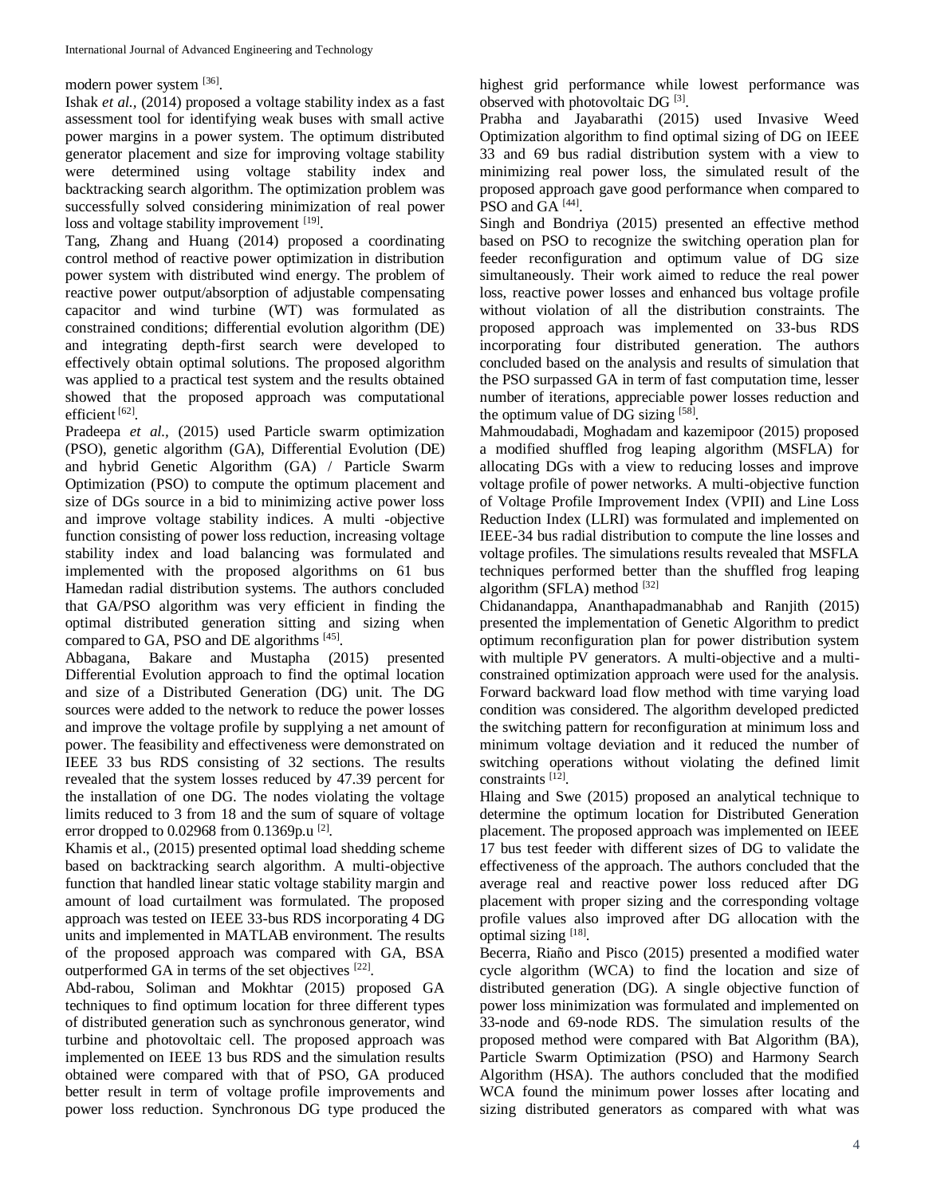modern power system [36].

Ishak *et al.,* (2014) proposed a voltage stability index as a fast assessment tool for identifying weak buses with small active power margins in a power system. The optimum distributed generator placement and size for improving voltage stability were determined using voltage stability index and backtracking search algorithm. The optimization problem was successfully solved considering minimization of real power loss and voltage stability improvement [19].

Tang, Zhang and Huang (2014) proposed a coordinating control method of reactive power optimization in distribution power system with distributed wind energy. The problem of reactive power output/absorption of adjustable compensating capacitor and wind turbine (WT) was formulated as constrained conditions; differential evolution algorithm (DE) and integrating depth-first search were developed to effectively obtain optimal solutions. The proposed algorithm was applied to a practical test system and the results obtained showed that the proposed approach was computational efficient [62].

Pradeepa *et al.,* (2015) used Particle swarm optimization (PSO), genetic algorithm (GA), Differential Evolution (DE) and hybrid Genetic Algorithm (GA) / Particle Swarm Optimization (PSO) to compute the optimum placement and size of DGs source in a bid to minimizing active power loss and improve voltage stability indices. A multi -objective function consisting of power loss reduction, increasing voltage stability index and load balancing was formulated and implemented with the proposed algorithms on 61 bus Hamedan radial distribution systems. The authors concluded that GA/PSO algorithm was very efficient in finding the optimal distributed generation sitting and sizing when compared to GA, PSO and DE algorithms [45].

Abbagana, Bakare and Mustapha (2015) presented Differential Evolution approach to find the optimal location and size of a Distributed Generation (DG) unit. The DG sources were added to the network to reduce the power losses and improve the voltage profile by supplying a net amount of power. The feasibility and effectiveness were demonstrated on IEEE 33 bus RDS consisting of 32 sections. The results revealed that the system losses reduced by 47.39 percent for the installation of one DG. The nodes violating the voltage limits reduced to 3 from 18 and the sum of square of voltage error dropped to 0.02968 from 0.1369p.u [2].

Khamis et al., (2015) presented optimal load shedding scheme based on backtracking search algorithm. A multi-objective function that handled linear static voltage stability margin and amount of load curtailment was formulated. The proposed approach was tested on IEEE 33-bus RDS incorporating 4 DG units and implemented in MATLAB environment. The results of the proposed approach was compared with GA, BSA outperformed GA in terms of the set objectives [22].

Abd-rabou, Soliman and Mokhtar (2015) proposed GA techniques to find optimum location for three different types of distributed generation such as synchronous generator, wind turbine and photovoltaic cell. The proposed approach was implemented on IEEE 13 bus RDS and the simulation results obtained were compared with that of PSO, GA produced better result in term of voltage profile improvements and power loss reduction. Synchronous DG type produced the highest grid performance while lowest performance was observed with photovoltaic DG [3].

Prabha and Jayabarathi (2015) used Invasive Weed Optimization algorithm to find optimal sizing of DG on IEEE 33 and 69 bus radial distribution system with a view to minimizing real power loss, the simulated result of the proposed approach gave good performance when compared to PSO and GA [44].

Singh and Bondriya (2015) presented an effective method based on PSO to recognize the switching operation plan for feeder reconfiguration and optimum value of DG size simultaneously. Their work aimed to reduce the real power loss, reactive power losses and enhanced bus voltage profile without violation of all the distribution constraints. The proposed approach was implemented on 33-bus RDS incorporating four distributed generation. The authors concluded based on the analysis and results of simulation that the PSO surpassed GA in term of fast computation time, lesser number of iterations, appreciable power losses reduction and the optimum value of DG sizing [58].

Mahmoudabadi, Moghadam and kazemipoor (2015) proposed a modified shuffled frog leaping algorithm (MSFLA) for allocating DGs with a view to reducing losses and improve voltage profile of power networks. A multi-objective function of Voltage Profile Improvement Index (VPII) and Line Loss Reduction Index (LLRI) was formulated and implemented on IEEE-34 bus radial distribution to compute the line losses and voltage profiles. The simulations results revealed that MSFLA techniques performed better than the shuffled frog leaping algorithm (SFLA) method [32]

Chidanandappa, Ananthapadmanabhab and Ranjith (2015) presented the implementation of Genetic Algorithm to predict optimum reconfiguration plan for power distribution system with multiple PV generators. A multi-objective and a multi-constrained optimization approach were used for the analysis. Forward backward load flow method with time varying load condition was considered. The algorithm developed predicted the switching pattern for reconfiguration at minimum loss and minimum voltage deviation and it reduced the number of switching operations without violating the defined limit constraints [12].

Hlaing and Swe (2015) proposed an analytical technique to determine the optimum location for Distributed Generation placement. The proposed approach was implemented on IEEE 17 bus test feeder with different sizes of DG to validate the effectiveness of the approach. The authors concluded that the average real and reactive power loss reduced after DG placement with proper sizing and the corresponding voltage profile values also improved after DG allocation with the optimal sizing [18].

Becerra, Riaño and Pisco (2015) presented a modified water cycle algorithm (WCA) to find the location and size of distributed generation (DG). A single objective function of power loss minimization was formulated and implemented on 33-node and 69-node RDS. The simulation results of the proposed method were compared with Bat Algorithm (BA), Particle Swarm Optimization (PSO) and Harmony Search Algorithm (HSA). The authors concluded that the modified WCA found the minimum power losses after locating and sizing distributed generators as compared with what was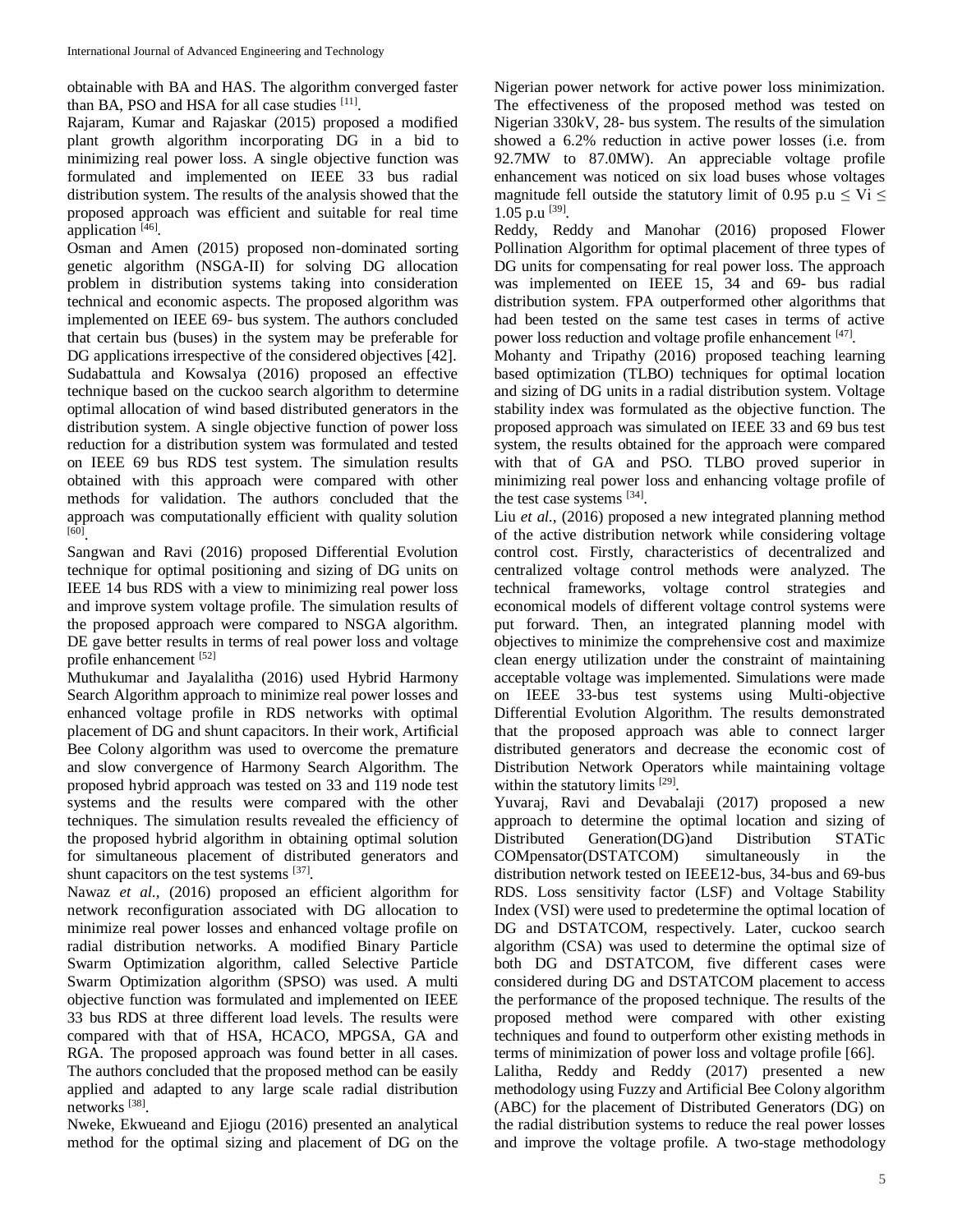obtainable with BA and HAS. The algorithm converged faster than BA, PSO and HSA for all case studies [11].

Rajaram, Kumar and Rajaskar (2015) proposed a modified plant growth algorithm incorporating DG in a bid to minimizing real power loss. A single objective function was formulated and implemented on IEEE 33 bus radial distribution system. The results of the analysis showed that the proposed approach was efficient and suitable for real time application [46].

Osman and Amen (2015) proposed non-dominated sorting genetic algorithm (NSGA-II) for solving DG allocation problem in distribution systems taking into consideration technical and economic aspects. The proposed algorithm was implemented on IEEE 69- bus system. The authors concluded that certain bus (buses) in the system may be preferable for DG applications irrespective of the considered objectives [42].

Sudabattula and Kowsalya (2016) proposed an effective technique based on the cuckoo search algorithm to determine optimal allocation of wind based distributed generators in the distribution system. A single objective function of power loss reduction for a distribution system was formulated and tested on IEEE 69 bus RDS test system. The simulation results obtained with this approach were compared with other methods for validation. The authors concluded that the approach was computationally efficient with quality solution [60].

Sangwan and Ravi (2016) proposed Differential Evolution technique for optimal positioning and sizing of DG units on IEEE 14 bus RDS with a view to minimizing real power loss and improve system voltage profile. The simulation results of the proposed approach were compared to NSGA algorithm. DE gave better results in terms of real power loss and voltage profile enhancement [52]

Muthukumar and Jayalalitha (2016) used Hybrid Harmony Search Algorithm approach to minimize real power losses and enhanced voltage profile in RDS networks with optimal placement of DG and shunt capacitors. In their work, Artificial Bee Colony algorithm was used to overcome the premature and slow convergence of Harmony Search Algorithm. The proposed hybrid approach was tested on 33 and 119 node test systems and the results were compared with the other techniques. The simulation results revealed the efficiency of the proposed hybrid algorithm in obtaining optimal solution for simultaneous placement of distributed generators and shunt capacitors on the test systems [37].

Nawaz *et al.,* (2016) proposed an efficient algorithm for network reconfiguration associated with DG allocation to minimize real power losses and enhanced voltage profile on radial distribution networks. A modified Binary Particle Swarm Optimization algorithm, called Selective Particle Swarm Optimization algorithm (SPSO) was used. A multi objective function was formulated and implemented on IEEE 33 bus RDS at three different load levels. The results were compared with that of HSA, HCACO, MPGSA, GA and RGA. The proposed approach was found better in all cases. The authors concluded that the proposed method can be easily applied and adapted to any large scale radial distribution networks [38].

Nweke, Ekwueand and Ejiogu (2016) presented an analytical method for the optimal sizing and placement of DG on the Nigerian power network for active power loss minimization. The effectiveness of the proposed method was tested on Nigerian 330kV, 28- bus system. The results of the simulation showed a 6.2% reduction in active power losses (i.e. from 92.7MW to 87.0MW). An appreciable voltage profile enhancement was noticed on six load buses whose voltages magnitude fell outside the statutory limit of 0.95 p.u $\leq$ Vi $\leq$ 1.05 p.u [39].

Reddy, Reddy and Manohar (2016) proposed Flower Pollination Algorithm for optimal placement of three types of DG units for compensating for real power loss. The approach was implemented on IEEE 15, 34 and 69- bus radial distribution system. FPA outperformed other algorithms that had been tested on the same test cases in terms of active power loss reduction and voltage profile enhancement [47].

Mohanty and Tripathy (2016) proposed teaching learning based optimization (TLBO) techniques for optimal location and sizing of DG units in a radial distribution system. Voltage stability index was formulated as the objective function. The proposed approach was simulated on IEEE 33 and 69 bus test system, the results obtained for the approach were compared with that of GA and PSO. TLBO proved superior in minimizing real power loss and enhancing voltage profile of the test case systems [34].

Liu *et al.,* (2016) proposed a new integrated planning method of the active distribution network while considering voltage control cost. Firstly, characteristics of decentralized and centralized voltage control methods were analyzed. The technical frameworks, voltage control strategies and economical models of different voltage control systems were put forward. Then, an integrated planning model with objectives to minimize the comprehensive cost and maximize clean energy utilization under the constraint of maintaining acceptable voltage was implemented. Simulations were made on IEEE 33-bus test systems using Multi-objective Differential Evolution Algorithm. The results demonstrated that the proposed approach was able to connect larger distributed generators and decrease the economic cost of Distribution Network Operators while maintaining voltage within the statutory limits [29].

Yuvaraj, Ravi and Devabalaji (2017) proposed a new approach to determine the optimal location and sizing of Distributed Generation(DG)and Distribution STATic COMpensator(DSTATCOM) simultaneously in the distribution network tested on IEEE12-bus, 34-bus and 69-bus RDS. Loss sensitivity factor (LSF) and Voltage Stability Index (VSI) were used to predetermine the optimal location of DG and DSTATCOM, respectively. Later, cuckoo search algorithm (CSA) was used to determine the optimal size of both DG and DSTATCOM, five different cases were considered during DG and DSTATCOM placement to access the performance of the proposed technique. The results of the proposed method were compared with other existing techniques and found to outperform other existing methods in terms of minimization of power loss and voltage profile [66].

Lalitha, Reddy and Reddy (2017) presented a new methodology using Fuzzy and Artificial Bee Colony algorithm (ABC) for the placement of Distributed Generators (DG) on the radial distribution systems to reduce the real power losses and improve the voltage profile. A two-stage methodology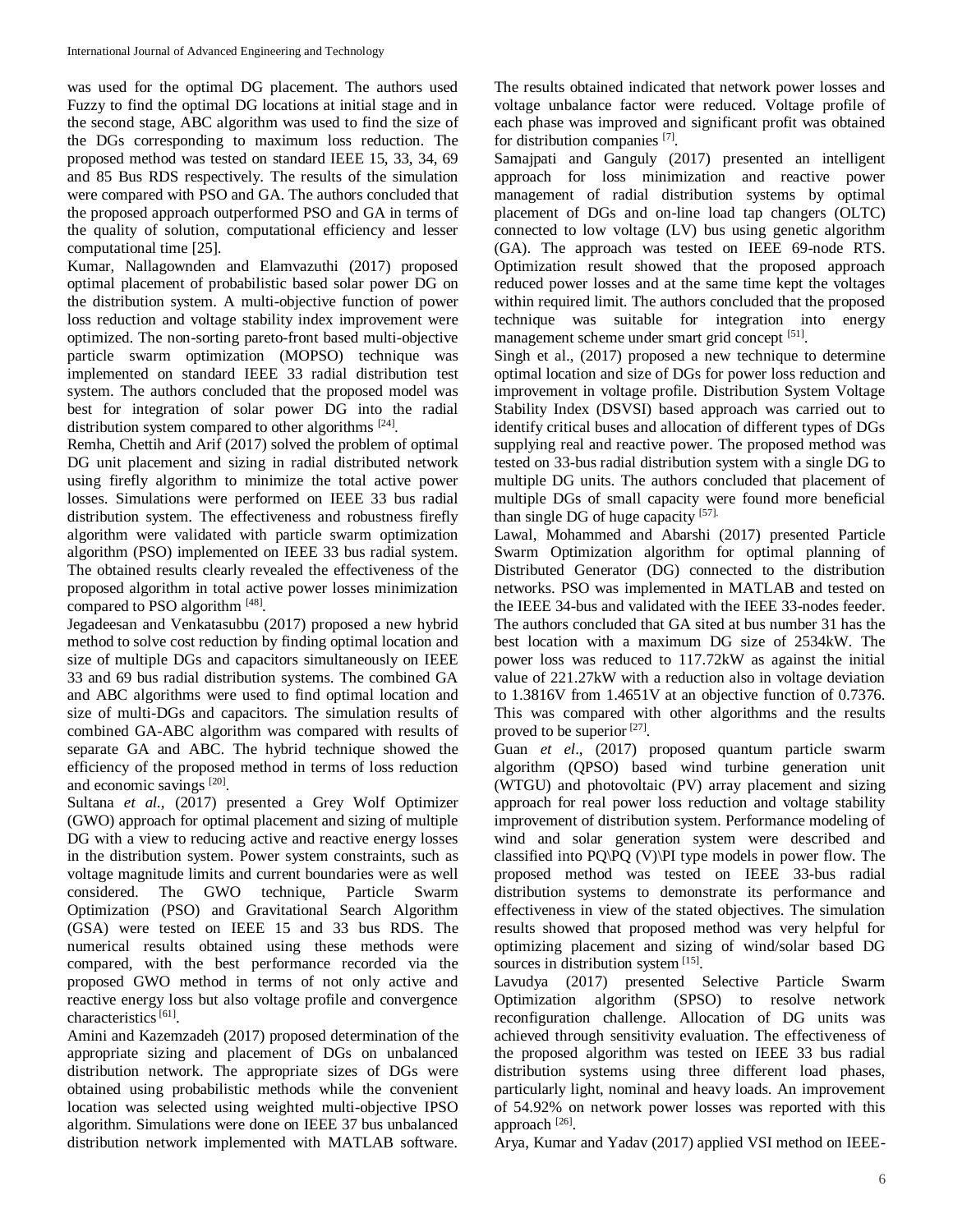was used for the optimal DG placement. The authors used Fuzzy to find the optimal DG locations at initial stage and in the second stage, ABC algorithm was used to find the size of the DGs corresponding to maximum loss reduction. The proposed method was tested on standard IEEE 15, 33, 34, 69 and 85 Bus RDS respectively. The results of the simulation were compared with PSO and GA. The authors concluded that the proposed approach outperformed PSO and GA in terms of the quality of solution, computational efficiency and lesser computational time [25].

Kumar, Nallagownden and Elamvazuthi (2017) proposed optimal placement of probabilistic based solar power DG on the distribution system. A multi-objective function of power loss reduction and voltage stability index improvement were optimized. The non-sorting pareto-front based multi-objective particle swarm optimization (MOPSO) technique was implemented on standard IEEE 33 radial distribution test system. The authors concluded that the proposed model was best for integration of solar power DG into the radial distribution system compared to other algorithms [24].

Remha, Chettih and Arif (2017) solved the problem of optimal DG unit placement and sizing in radial distributed network using firefly algorithm to minimize the total active power losses. Simulations were performed on IEEE 33 bus radial distribution system. The effectiveness and robustness firefly algorithm were validated with particle swarm optimization algorithm (PSO) implemented on IEEE 33 bus radial system. The obtained results clearly revealed the effectiveness of the proposed algorithm in total active power losses minimization compared to PSO algorithm [48].

Jegadeesan and Venkatasubbu (2017) proposed a new hybrid method to solve cost reduction by finding optimal location and size of multiple DGs and capacitors simultaneously on IEEE 33 and 69 bus radial distribution systems. The combined GA and ABC algorithms were used to find optimal location and size of multi-DGs and capacitors. The simulation results of combined GA-ABC algorithm was compared with results of separate GA and ABC. The hybrid technique showed the efficiency of the proposed method in terms of loss reduction and economic savings [20].

Sultana *et al.,* (2017) presented a Grey Wolf Optimizer (GWO) approach for optimal placement and sizing of multiple DG with a view to reducing active and reactive energy losses in the distribution system. Power system constraints, such as voltage magnitude limits and current boundaries were as well considered. The GWO technique, Particle Swarm Optimization (PSO) and Gravitational Search Algorithm (GSA) were tested on IEEE 15 and 33 bus RDS. The numerical results obtained using these methods were compared, with the best performance recorded via the proposed GWO method in terms of not only active and reactive energy loss but also voltage profile and convergence characteristics [61].

Amini and Kazemzadeh (2017) proposed determination of the appropriate sizing and placement of DGs on unbalanced distribution network. The appropriate sizes of DGs were obtained using probabilistic methods while the convenient location was selected using weighted multi-objective IPSO algorithm. Simulations were done on IEEE 37 bus unbalanced distribution network implemented with MATLAB software. The results obtained indicated that network power losses and voltage unbalance factor were reduced. Voltage profile of each phase was improved and significant profit was obtained for distribution companies [7].

Samajpati and Ganguly (2017) presented an intelligent approach for loss minimization and reactive power management of radial distribution systems by optimal placement of DGs and on-line load tap changers (OLTC) connected to low voltage (LV) bus using genetic algorithm (GA). The approach was tested on IEEE 69-node RTS. Optimization result showed that the proposed approach reduced power losses and at the same time kept the voltages within required limit. The authors concluded that the proposed technique was suitable for integration into energy management scheme under smart grid concept [51].

Singh et al., (2017) proposed a new technique to determine optimal location and size of DGs for power loss reduction and improvement in voltage profile. Distribution System Voltage Stability Index (DSVSI) based approach was carried out to identify critical buses and allocation of different types of DGs supplying real and reactive power. The proposed method was tested on 33-bus radial distribution system with a single DG to multiple DG units. The authors concluded that placement of multiple DGs of small capacity were found more beneficial than single DG of huge capacity [57].

Lawal, Mohammed and Abarshi (2017) presented Particle Swarm Optimization algorithm for optimal planning of Distributed Generator (DG) connected to the distribution networks. PSO was implemented in MATLAB and tested on the IEEE 34-bus and validated with the IEEE 33-nodes feeder. The authors concluded that GA sited at bus number 31 has the best location with a maximum DG size of 2534kW. The power loss was reduced to 117.72kW as against the initial value of 221.27kW with a reduction also in voltage deviation to 1.3816V from 1.4651V at an objective function of 0.7376. This was compared with other algorithms and the results proved to be superior [27].

Guan *et el*., (2017) proposed quantum particle swarm algorithm (QPSO) based wind turbine generation unit (WTGU) and photovoltaic (PV) array placement and sizing approach for real power loss reduction and voltage stability improvement of distribution system. Performance modeling of wind and solar generation system were described and classified into PQ\PQ (V)\PI type models in power flow. The proposed method was tested on IEEE 33-bus radial distribution systems to demonstrate its performance and effectiveness in view of the stated objectives. The simulation results showed that proposed method was very helpful for optimizing placement and sizing of wind/solar based DG sources in distribution system [15].

Lavudya (2017) presented Selective Particle Swarm Optimization algorithm (SPSO) to resolve network reconfiguration challenge. Allocation of DG units was achieved through sensitivity evaluation. The effectiveness of the proposed algorithm was tested on IEEE 33 bus radial distribution systems using three different load phases, particularly light, nominal and heavy loads. An improvement of 54.92% on network power losses was reported with this approach [26].

Arya, Kumar and Yadav (2017) applied VSI method on IEEE-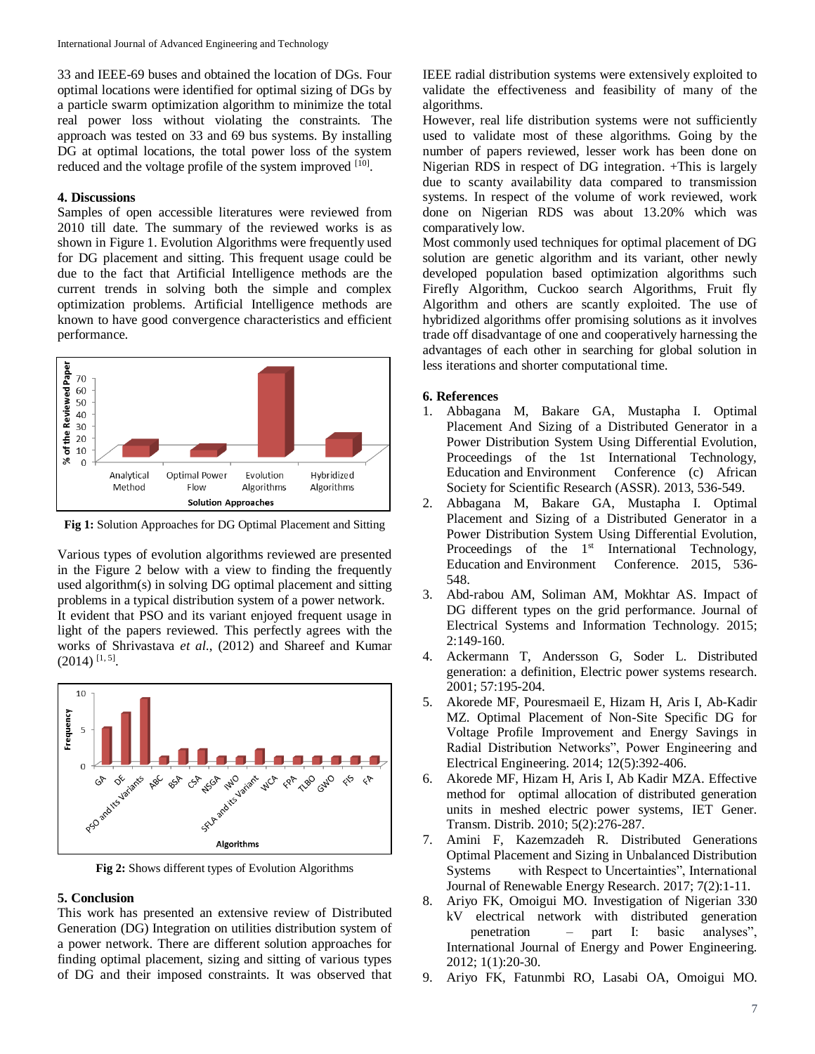33 and IEEE-69 buses and obtained the location of DGs. Four optimal locations were identified for optimal sizing of DGs by a particle swarm optimization algorithm to minimize the total real power loss without violating the constraints. The approach was tested on 33 and 69 bus systems. By installing DG at optimal locations, the total power loss of the system reduced and the voltage profile of the system improved [10].

## 4. Discussions

Samples of open accessible literatures were reviewed from 2010 till date. The summary of the reviewed works is as shown in Figure 1. Evolution Algorithms were frequently used for DG placement and sitting. This frequent usage could be due to the fact that Artificial Intelligence methods are the current trends in solving both the simple and complex optimization problems. Artificial Intelligence methods are known to have good convergence characteristics and efficient performance.

**Fig 1:** Solution Approaches for DG Optimal Placement and Sitting

Various types of evolution algorithms reviewed are presented in the Figure 2 below with a view to finding the frequently used algorithm(s) in solving DG optimal placement and sitting problems in a typical distribution system of a power network.

It evident that PSO and its variant enjoyed frequent usage in light of the papers reviewed. This perfectly agrees with the works of Shrivastava *et al.*, (2012) and Shareef and Kumar (2014) [1, 5].

**Fig 2:** Shows different types of Evolution Algorithms

## 5. Conclusion

This work has presented an extensive review of Distributed Generation (DG) Integration on utilities distribution system of a power network. There are different solution approaches for finding optimal placement, sizing and sitting of various types of DG and their imposed constraints. It was observed that IEEE radial distribution systems were extensively exploited to validate the effectiveness and feasibility of many of the algorithms.

However, real life distribution systems were not sufficiently used to validate most of these algorithms. Going by the number of papers reviewed, lesser work has been done on Nigerian RDS in respect of DG integration. +This is largely due to scanty availability data compared to transmission systems. In respect of the volume of work reviewed, work done on Nigerian RDS was about 13.20% which was comparatively low.

Most commonly used techniques for optimal placement of DG solution are genetic algorithm and its variant, other newly developed population based optimization algorithms such Firefly Algorithm, Cuckoo search Algorithms, Fruit fly Algorithm and others are scantly exploited. The use of hybridized algorithms offer promising solutions as it involves trade off disadvantage of one and cooperatively harnessing the advantages of each other in searching for global solution in less iterations and shorter computational time.

## 6. References

1. Abbagana M, Bakare GA, Mustapha I. Optimal Placement And Sizing of a Distributed Generator in a Power Distribution System Using Differential Evolution, Proceedings of the 1st International Technology, Education and Environment Conference (c) African Society for Scientific Research (ASSR). 2013, 536-549.
2. Abbagana M, Bakare GA, Mustapha I. Optimal Placement and Sizing of a Distributed Generator in a Power Distribution System Using Differential Evolution, Proceedings of the 1st International Technology, Education and Environment Conference. 2015, 536-548.
3. Abd-rabou AM, Soliman AM, Mokhtar AS. Impact of DG different types on the grid performance. Journal of Electrical Systems and Information Technology. 2015; 2:149-160.
4. Ackermann T, Andersson G, Soder L. Distributed generation: a definition, Electric power systems research. 2001; 57:195-204.
5. Akorede MF, Pouresmaeil E, Hizam H, Aris I, Ab-Kadir MZ. Optimal Placement of Non-Site Specific DG for Voltage Profile Improvement and Energy Savings in Radial Distribution Networks", Power Engineering and Electrical Engineering. 2014; 12(5):392-406.
6. Akorede MF, Hizam H, Aris I, Ab Kadir MZA. Effective method for optimal allocation of distributed generation units in meshed electric power systems, IET Gener. Transm. Distrib. 2010; 5(2):276-287.
7. Amini F, Kazemzadeh R. Distributed Generations Optimal Placement and Sizing in Unbalanced Distribution Systems with Respect to Uncertainties", International Journal of Renewable Energy Research. 2017; 7(2):1-11.
8. Ariyo FK, Omoigui MO. Investigation of Nigerian 330 kV electrical network with distributed generation penetration – part I: basic analyses", International Journal of Energy and Power Engineering. 2012; 1(1):20-30.
9. Ariyo FK, Fatunmbi RO, Lasabi OA, Omoigui MO.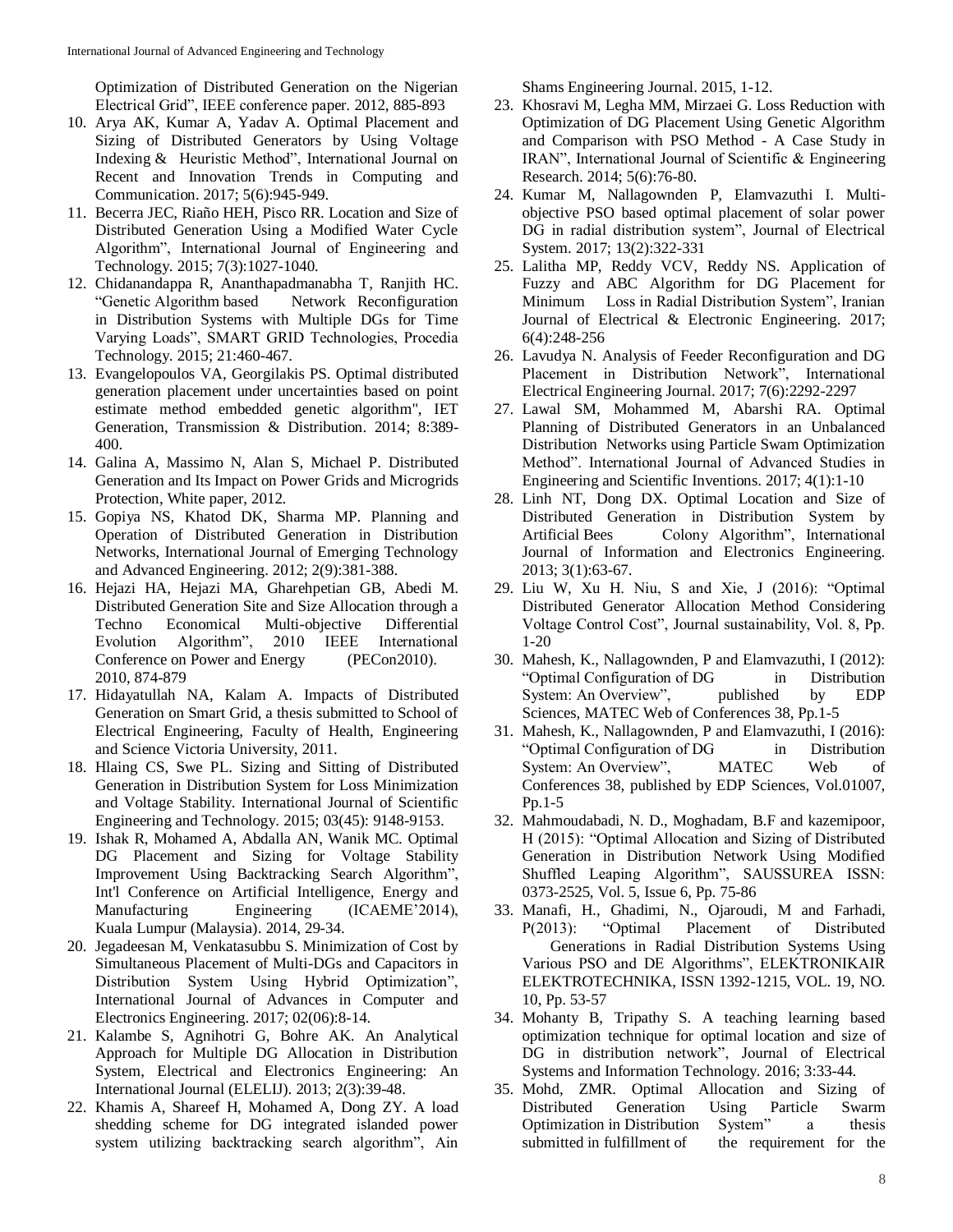Optimization of Distributed Generation on the Nigerian Electrical Grid", IEEE conference paper. 2012, 885-893

10. Arya AK, Kumar A, Yadav A. Optimal Placement and Sizing of Distributed Generators by Using Voltage Indexing & Heuristic Method", International Journal on Recent and Innovation Trends in Computing and Communication. 2017; 5(6):945-949.
11. Becerra JEC, Riaño HEH, Pisco RR. Location and Size of Distributed Generation Using a Modified Water Cycle Algorithm", International Journal of Engineering and Technology. 2015; 7(3):1027-1040.
12. Chidanandappa R, Ananthapadmanabha T, Ranjith HC. "Genetic Algorithm based Network Reconfiguration in Distribution Systems with Multiple DGs for Time Varying Loads", SMART GRID Technologies, Procedia Technology. 2015; 21:460-467.
13. Evangelopoulos VA, Georgilakis PS. Optimal distributed generation placement under uncertainties based on point estimate method embedded genetic algorithm", IET Generation, Transmission & Distribution. 2014; 8:389-400.
14. Galina A, Massimo N, Alan S, Michael P. Distributed Generation and Its Impact on Power Grids and Microgrids Protection, White paper, 2012.
15. Gopiya NS, Khatod DK, Sharma MP. Planning and Operation of Distributed Generation in Distribution Networks, International Journal of Emerging Technology and Advanced Engineering. 2012; 2(9):381-388.
16. Hejazi HA, Hejazi MA, Gharehpetian GB, Abedi M. Distributed Generation Site and Size Allocation through a Techno Economical Multi-objective Differential Evolution Algorithm", 2010 IEEE International Conference on Power and Energy (PECon2010). 2010, 874-879
17. Hidayatullah NA, Kalam A. Impacts of Distributed Generation on Smart Grid, a thesis submitted to School of Electrical Engineering, Faculty of Health, Engineering and Science Victoria University, 2011.
18. Hlaing CS, Swe PL. Sizing and Sitting of Distributed Generation in Distribution System for Loss Minimization and Voltage Stability. International Journal of Scientific Engineering and Technology. 2015; 03(45): 9148-9153.
19. Ishak R, Mohamed A, Abdalla AN, Wanik MC. Optimal DG Placement and Sizing for Voltage Stability Improvement Using Backtracking Search Algorithm", Int'l Conference on Artificial Intelligence, Energy and Manufacturing Engineering (ICAEME'2014), Kuala Lumpur (Malaysia). 2014, 29-34.
20. Jegadeesan M, Venkatasubbu S. Minimization of Cost by Simultaneous Placement of Multi-DGs and Capacitors in Distribution System Using Hybrid Optimization", International Journal of Advances in Computer and Electronics Engineering. 2017; 02(06):8-14.
21. Kalambe S, Agnihotri G, Bohre AK. An Analytical Approach for Multiple DG Allocation in Distribution System, Electrical and Electronics Engineering: An International Journal (ELELIJ). 2013; 2(3):39-48.
22. Khamis A, Shareef H, Mohamed A, Dong ZY. A load shedding scheme for DG integrated islanded power system utilizing backtracking search algorithm", Ain Shams Engineering Journal. 2015, 1-12.
23. Khosravi M, Legha MM, Mirzaei G. Loss Reduction with Optimization of DG Placement Using Genetic Algorithm and Comparison with PSO Method - A Case Study in IRAN", International Journal of Scientific & Engineering Research. 2014; 5(6):76-80.
24. Kumar M, Nallagownden P, Elamvazuthi I. Multi-objective PSO based optimal placement of solar power DG in radial distribution system", Journal of Electrical System. 2017; 13(2):322-331
25. Lalitha MP, Reddy VCV, Reddy NS. Application of Fuzzy and ABC Algorithm for DG Placement for Minimum Loss in Radial Distribution System", Iranian Journal of Electrical & Electronic Engineering. 2017; 6(4):248-256
26. Lavudya N. Analysis of Feeder Reconfiguration and DG Placement in Distribution Network", International Electrical Engineering Journal. 2017; 7(6):2292-2297
27. Lawal SM, Mohammed M, Abarshi RA. Optimal Planning of Distributed Generators in an Unbalanced Distribution Networks using Particle Swam Optimization Method". International Journal of Advanced Studies in Engineering and Scientific Inventions. 2017; 4(1):1-10
28. Linh NT, Dong DX. Optimal Location and Size of Distributed Generation in Distribution System by Artificial Bees Colony Algorithm", International Journal of Information and Electronics Engineering. 2013; 3(1):63-67.
29. Liu W, Xu H. Niu, S and Xie, J (2016): "Optimal Distributed Generator Allocation Method Considering Voltage Control Cost", Journal sustainability, Vol. 8, Pp. 1-20
30. Mahesh, K., Nallagownden, P and Elamvazuthi, I (2012): "Optimal Configuration of DG in Distribution System: An Overview", published by EDP Sciences, MATEC Web of Conferences 38, Pp.1-5
31. Mahesh, K., Nallagownden, P and Elamvazuthi, I (2016): "Optimal Configuration of DG in Distribution System: An Overview", MATEC Web of Conferences 38, published by EDP Sciences, Vol.01007, Pp.1-5
32. Mahmoudabadi, N. D., Moghadam, B.F and kazemipoor, H (2015): "Optimal Allocation and Sizing of Distributed Generation in Distribution Network Using Modified Shuffled Leaping Algorithm", SAUSSUREA ISSN: 0373-2525, Vol. 5, Issue 6, Pp. 75-86
33. Manafi, H., Ghadimi, N., Ojaroudi, M and Farhadi, P(2013): "Optimal Placement of Distributed Generations in Radial Distribution Systems Using Various PSO and DE Algorithms", ELEKTRONIKAIR ELEKTROTECHNIKA, ISSN 1392-1215, VOL. 19, NO. 10, Pp. 53-57
34. Mohanty B, Tripathy S. A teaching learning based optimization technique for optimal location and size of DG in distribution network", Journal of Electrical Systems and Information Technology. 2016; 3:33-44.
35. Mohd, ZMR. Optimal Allocation and Sizing of Distributed Generation Using Particle Swarm Optimization in Distribution System" a thesis submitted in fulfillment of the requirement for the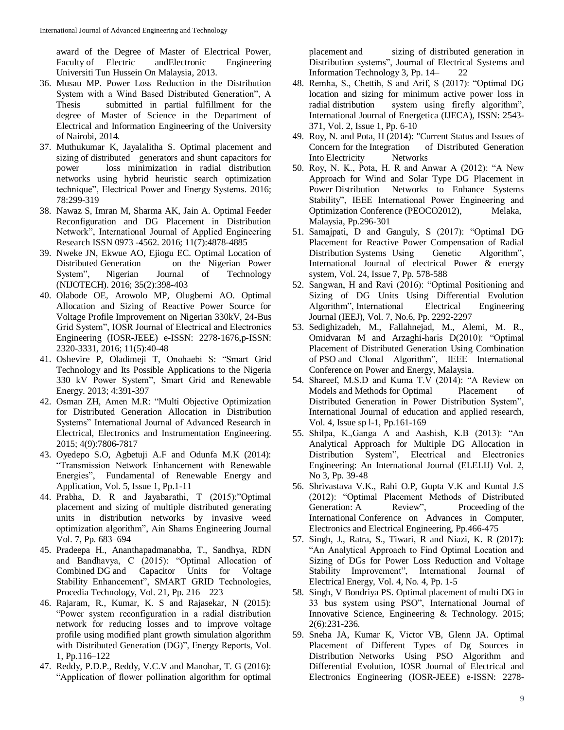award of the Degree of Master of Electrical Power, Faculty of Electric andElectronic Engineering Universiti Tun Hussein On Malaysia, 2013.

36. Musau MP. Power Loss Reduction in the Distribution System with a Wind Based Distributed Generation", A Thesis submitted in partial fulfillment for the degree of Master of Science in the Department of Electrical and Information Engineering of the University of Nairobi, 2014.
37. Muthukumar K, Jayalalitha S. Optimal placement and sizing of distributed generators and shunt capacitors for power loss minimization in radial distribution networks using hybrid heuristic search optimization technique", Electrical Power and Energy Systems. 2016; 78:299-319
38. Nawaz S, Imran M, Sharma AK, Jain A. Optimal Feeder Reconfiguration and DG Placement in Distribution Network", International Journal of Applied Engineering Research ISSN 0973 -4562. 2016; 11(7):4878-4885
39. Nweke JN, Ekwue AO, Ejiogu EC. Optimal Location of Distributed Generation on the Nigerian Power System", Nigerian Journal of Technology (NIJOTECH). 2016; 35(2):398-403
40. Olabode OE, Arowolo MP, Olugbemi AO. Optimal Allocation and Sizing of Reactive Power Source for Voltage Profile Improvement on Nigerian 330kV, 24-Bus Grid System", IOSR Journal of Electrical and Electronics Engineering (IOSR-JEEE) e-ISSN: 2278-1676,p-ISSN: 2320-3331, 2016; 11(5):40-48
41. Oshevire P, Oladimeji T, Onohaebi S: "Smart Grid Technology and Its Possible Applications to the Nigeria 330 kV Power System", Smart Grid and Renewable Energy. 2013; 4:391-397
42. Osman ZH, Amen M.R: "Multi Objective Optimization for Distributed Generation Allocation in Distribution Systems" International Journal of Advanced Research in Electrical, Electronics and Instrumentation Engineering. 2015; 4(9):7806-7817
43. Oyedepo S.O, Agbetuji A.F and Odunfa M.K (2014): "Transmission Network Enhancement with Renewable Energies", Fundamental of Renewable Energy and Application, Vol. 5, Issue 1, Pp.1-11
44. Prabha, D. R and Jayabarathi, T (2015):"Optimal placement and sizing of multiple distributed generating units in distribution networks by invasive weed optimization algorithm", Ain Shams Engineering Journal Vol. 7, Pp. 683–694
45. Pradeepa H., Ananthapadmanabha, T., Sandhya, RDN and Bandhavya, C (2015): "Optimal Allocation of Combined DG and Capacitor Units for Voltage Stability Enhancement", SMART GRID Technologies, Procedia Technology, Vol. 21, Pp. 216 – 223
46. Rajaram, R., Kumar, K. S and Rajasekar, N (2015): "Power system reconfiguration in a radial distribution network for reducing losses and to improve voltage profile using modified plant growth simulation algorithm with Distributed Generation (DG)", Energy Reports, Vol. 1, Pp.116–122
47. Reddy, P.D.P., Reddy, V.C.V and Manohar, T. G (2016): "Application of flower pollination algorithm for optimal placement and sizing of distributed generation in Distribution systems", Journal of Electrical Systems and Information Technology 3, Pp. 14– 22
48. Remha, S., Chettih, S and Arif, S (2017): "Optimal DG location and sizing for minimum active power loss in radial distribution system using firefly algorithm", International Journal of Energetica (IJECA), ISSN: 2543-371, Vol. 2, Issue 1, Pp. 6-10
49. Roy, N. and Pota, H (2014): "Current Status and Issues of Concern for the Integration of Distributed Generation Into Electricity Networks
50. Roy, N. K., Pota, H. R and Anwar A (2012): "A New Approach for Wind and Solar Type DG Placement in Power Distribution Networks to Enhance Systems Stability", IEEE International Power Engineering and Optimization Conference (PEOCO2012), Melaka, Malaysia, Pp.296-301
51. Samajpati, D and Ganguly, S (2017): "Optimal DG Placement for Reactive Power Compensation of Radial Distribution Systems Using Genetic Algorithm", International Journal of electrical Power & energy system, Vol. 24, Issue 7, Pp. 578-588
52. Sangwan, H and Ravi (2016): "Optimal Positioning and Sizing of DG Units Using Differential Evolution Algorithm", International Electrical Engineering Journal (IEEJ), Vol. 7, No.6, Pp. 2292-2297
53. Sedighizadeh, M., Fallahnejad, M., Alemi, M. R., Omidvaran M and Arzaghi-haris D(2010): "Optimal Placement of Distributed Generation Using Combination of PSO and Clonal Algorithm", IEEE International Conference on Power and Energy, Malaysia.
54. Shareef, M.S.D and Kuma T.V (2014): "A Review on Models and Methods for Optimal Placement of Distributed Generation in Power Distribution System", International Journal of education and applied research, Vol. 4, Issue sp l-1, Pp.161-169
55. Shilpa, K.,Ganga A and Aashish, K.B (2013): "An Analytical Approach for Multiple DG Allocation in Distribution System", Electrical and Electronics Engineering: An International Journal (ELELIJ) Vol. 2, No 3, Pp. 39-48
56. Shrivastava V.K., Rahi O.P, Gupta V.K and Kuntal J.S (2012): "Optimal Placement Methods of Distributed Generation: A Review", Proceeding of the International Conference on Advances in Computer, Electronics and Electrical Engineering, Pp.466-475
57. Singh, J., Ratra, S., Tiwari, R and Niazi, K. R (2017): "An Analytical Approach to Find Optimal Location and Sizing of DGs for Power Loss Reduction and Voltage Stability Improvement", International Journal of Electrical Energy, Vol. 4, No. 4, Pp. 1-5
58. Singh, V Bondriya PS. Optimal placement of multi DG in 33 bus system using PSO", International Journal of Innovative Science, Engineering & Technology. 2015; 2(6):231-236.
59. Sneha JA, Kumar K, Victor VB, Glenn JA. Optimal Placement of Different Types of Dg Sources in Distribution Networks Using PSO Algorithm and Differential Evolution, IOSR Journal of Electrical and Electronics Engineering (IOSR-JEEE) e-ISSN: 2278-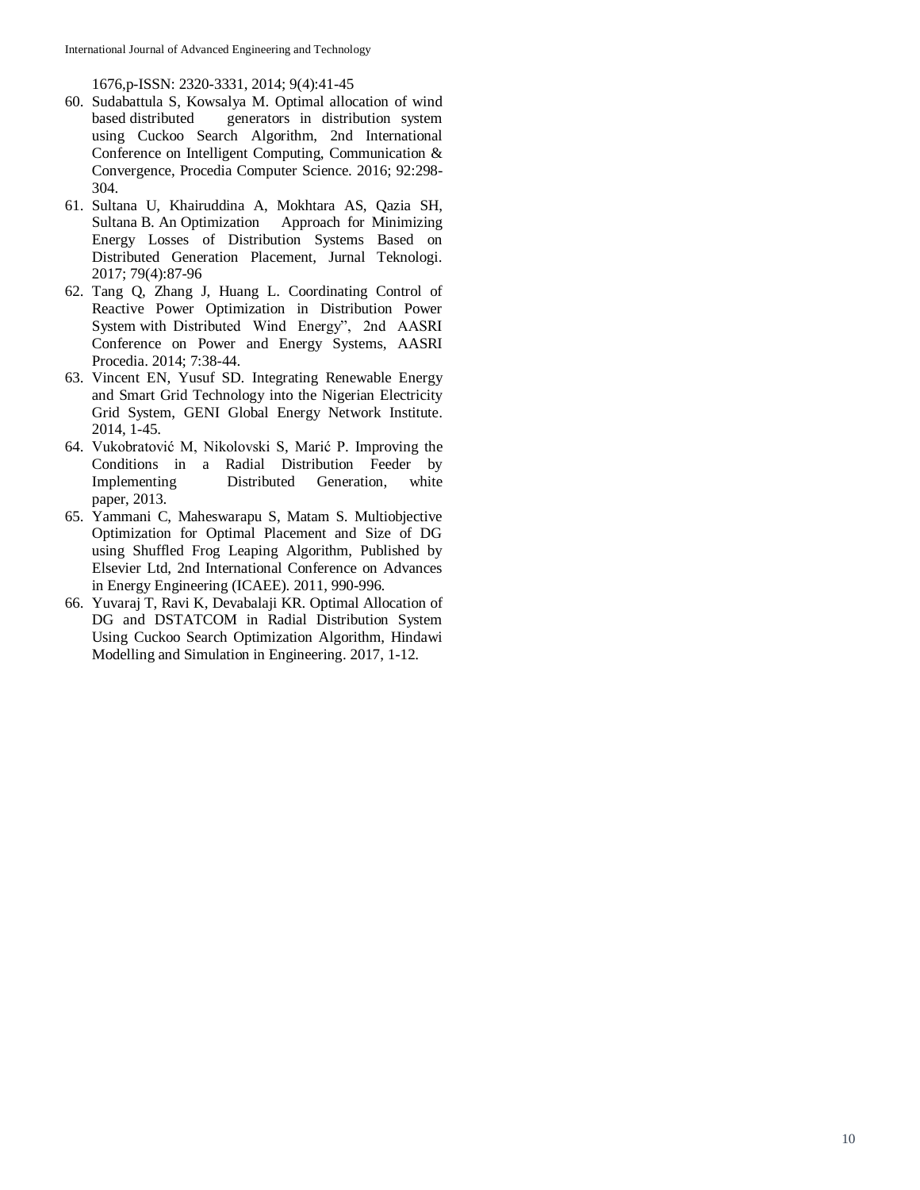1676,p-ISSN: 2320-3331, 2014; 9(4):41-45

60. Sudabattula S, Kowsalya M. Optimal allocation of wind based distributed generators in distribution system using Cuckoo Search Algorithm, 2nd International Conference on Intelligent Computing, Communication & Convergence, Procedia Computer Science. 2016; 92:298-304.
61. Sultana U, Khairuddina A, Mokhtara AS, Qazia SH, Sultana B. An Optimization Approach for Minimizing Energy Losses of Distribution Systems Based on Distributed Generation Placement, Jurnal Teknologi. 2017; 79(4):87-96
62. Tang Q, Zhang J, Huang L. Coordinating Control of Reactive Power Optimization in Distribution Power System with Distributed Wind Energy", 2nd AASRI Conference on Power and Energy Systems, AASRI Procedia. 2014; 7:38-44.
63. Vincent EN, Yusuf SD. Integrating Renewable Energy and Smart Grid Technology into the Nigerian Electricity Grid System, GENI Global Energy Network Institute. 2014, 1-45.
64. Vukobratović M, Nikolovski S, Marić P. Improving the Conditions in a Radial Distribution Feeder by Implementing Distributed Generation, white paper, 2013.
65. Yammani C, Maheswarapu S, Matam S. Multiobjective Optimization for Optimal Placement and Size of DG using Shuffled Frog Leaping Algorithm, Published by Elsevier Ltd, 2nd International Conference on Advances in Energy Engineering (ICAEE). 2011, 990-996.
66. Yuvaraj T, Ravi K, Devabalaji KR. Optimal Allocation of DG and DSTATCOM in Radial Distribution System Using Cuckoo Search Optimization Algorithm, Hindawi Modelling and Simulation in Engineering. 2017, 1-12.